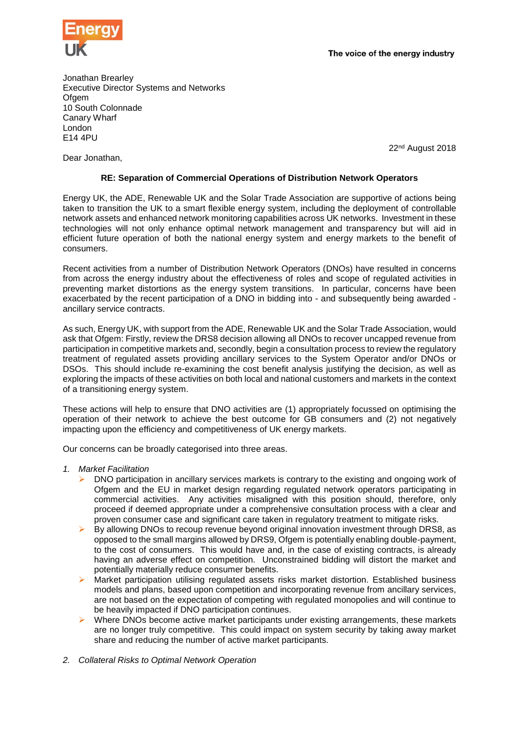Energy UK

The voice of the energy industry

Jonathan Brearley
Executive Director Systems and Networks
Ofgem
10 South Colonnade
Canary Wharf
London
E14 4PU

22nd August 2018

Dear Jonathan,

**RE: Separation of Commercial Operations of Distribution Network Operators**

Energy UK, the ADE, Renewable UK and the Solar Trade Association are supportive of actions being taken to transition the UK to a smart flexible energy system, including the deployment of controllable network assets and enhanced network monitoring capabilities across UK networks. Investment in these technologies will not only enhance optimal network management and transparency but will aid in efficient future operation of both the national energy system and energy markets to the benefit of consumers.

Recent activities from a number of Distribution Network Operators (DNOs) have resulted in concerns from across the energy industry about the effectiveness of roles and scope of regulated activities in preventing market distortions as the energy system transitions. In particular, concerns have been exacerbated by the recent participation of a DNO in bidding into - and subsequently being awarded - ancillary service contracts.

As such, Energy UK, with support from the ADE, Renewable UK and the Solar Trade Association, would ask that Ofgem: Firstly, review the DRS8 decision allowing all DNOs to recover uncapped revenue from participation in competitive markets and, secondly, begin a consultation process to review the regulatory treatment of regulated assets providing ancillary services to the System Operator and/or DNOs or DSOs. This should include re-examining the cost benefit analysis justifying the decision, as well as exploring the impacts of these activities on both local and national customers and markets in the context of a transitioning energy system.

These actions will help to ensure that DNO activities are (1) appropriately focussed on optimising the operation of their network to achieve the best outcome for GB consumers and (2) not negatively impacting upon the efficiency and competitiveness of UK energy markets.

Our concerns can be broadly categorised into three areas.

1. *Market Facilitation*
   - DNO participation in ancillary services markets is contrary to the existing and ongoing work of Ofgem and the EU in market design regarding regulated network operators participating in commercial activities. Any activities misaligned with this position should, therefore, only proceed if deemed appropriate under a comprehensive consultation process with a clear and proven consumer case and significant care taken in regulatory treatment to mitigate risks.
   - By allowing DNOs to recoup revenue beyond original innovation investment through DRS8, as opposed to the small margins allowed by DRS9, Ofgem is potentially enabling double-payment, to the cost of consumers. This would have and, in the case of existing contracts, is already having an adverse effect on competition. Unconstrained bidding will distort the market and potentially materially reduce consumer benefits.
   - Market participation utilising regulated assets risks market distortion. Established business models and plans, based upon competition and incorporating revenue from ancillary services, are not based on the expectation of competing with regulated monopolies and will continue to be heavily impacted if DNO participation continues.
   - Where DNOs become active market participants under existing arrangements, these markets are no longer truly competitive. This could impact on system security by taking away market share and reducing the number of active market participants.

2. *Collateral Risks to Optimal Network Operation*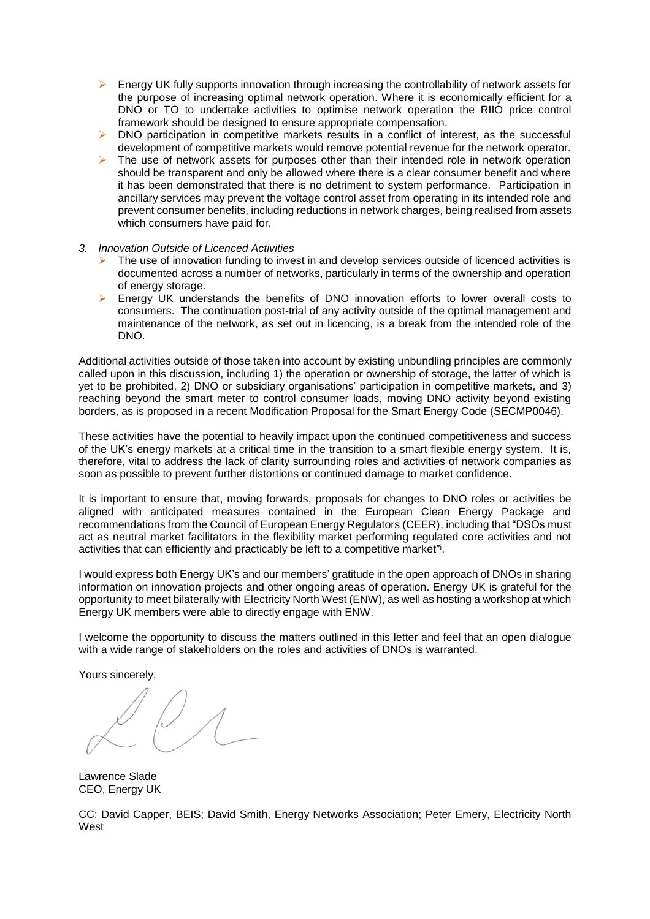- Energy UK fully supports innovation through increasing the controllability of network assets for the purpose of increasing optimal network operation. Where it is economically efficient for a DNO or TO to undertake activities to optimise network operation the RIIO price control framework should be designed to ensure appropriate compensation.
- DNO participation in competitive markets results in a conflict of interest, as the successful development of competitive markets would remove potential revenue for the network operator.
- The use of network assets for purposes other than their intended role in network operation should be transparent and only be allowed where there is a clear consumer benefit and where it has been demonstrated that there is no detriment to system performance. Participation in ancillary services may prevent the voltage control asset from operating in its intended role and prevent consumer benefits, including reductions in network charges, being realised from assets which consumers have paid for.

3. *Innovation Outside of Licenced Activities*
    - The use of innovation funding to invest in and develop services outside of licenced activities is documented across a number of networks, particularly in terms of the ownership and operation of energy storage.
    - Energy UK understands the benefits of DNO innovation efforts to lower overall costs to consumers. The continuation post-trial of any activity outside of the optimal management and maintenance of the network, as set out in licencing, is a break from the intended role of the DNO.

Additional activities outside of those taken into account by existing unbundling principles are commonly called upon in this discussion, including 1) the operation or ownership of storage, the latter of which is yet to be prohibited, 2) DNO or subsidiary organisations' participation in competitive markets, and 3) reaching beyond the smart meter to control consumer loads, moving DNO activity beyond existing borders, as is proposed in a recent Modification Proposal for the Smart Energy Code (SECMP0046).

These activities have the potential to heavily impact upon the continued competitiveness and success of the UK's energy markets at a critical time in the transition to a smart flexible energy system. It is, therefore, vital to address the lack of clarity surrounding roles and activities of network companies as soon as possible to prevent further distortions or continued damage to market confidence.

It is important to ensure that, moving forwards, proposals for changes to DNO roles or activities be aligned with anticipated measures contained in the European Clean Energy Package and recommendations from the Council of European Energy Regulators (CEER), including that "DSOs must act as neutral market facilitators in the flexibility market performing regulated core activities and not activities that can efficiently and practicably be left to a competitive market"[i].

I would express both Energy UK's and our members' gratitude in the open approach of DNOs in sharing information on innovation projects and other ongoing areas of operation. Energy UK is grateful for the opportunity to meet bilaterally with Electricity North West (ENW), as well as hosting a workshop at which Energy UK members were able to directly engage with ENW.

I welcome the opportunity to discuss the matters outlined in this letter and feel that an open dialogue with a wide range of stakeholders on the roles and activities of DNOs is warranted.

Yours sincerely,

Lawrence Slade
CEO, Energy UK

CC: David Capper, BEIS; David Smith, Energy Networks Association; Peter Emery, Electricity North West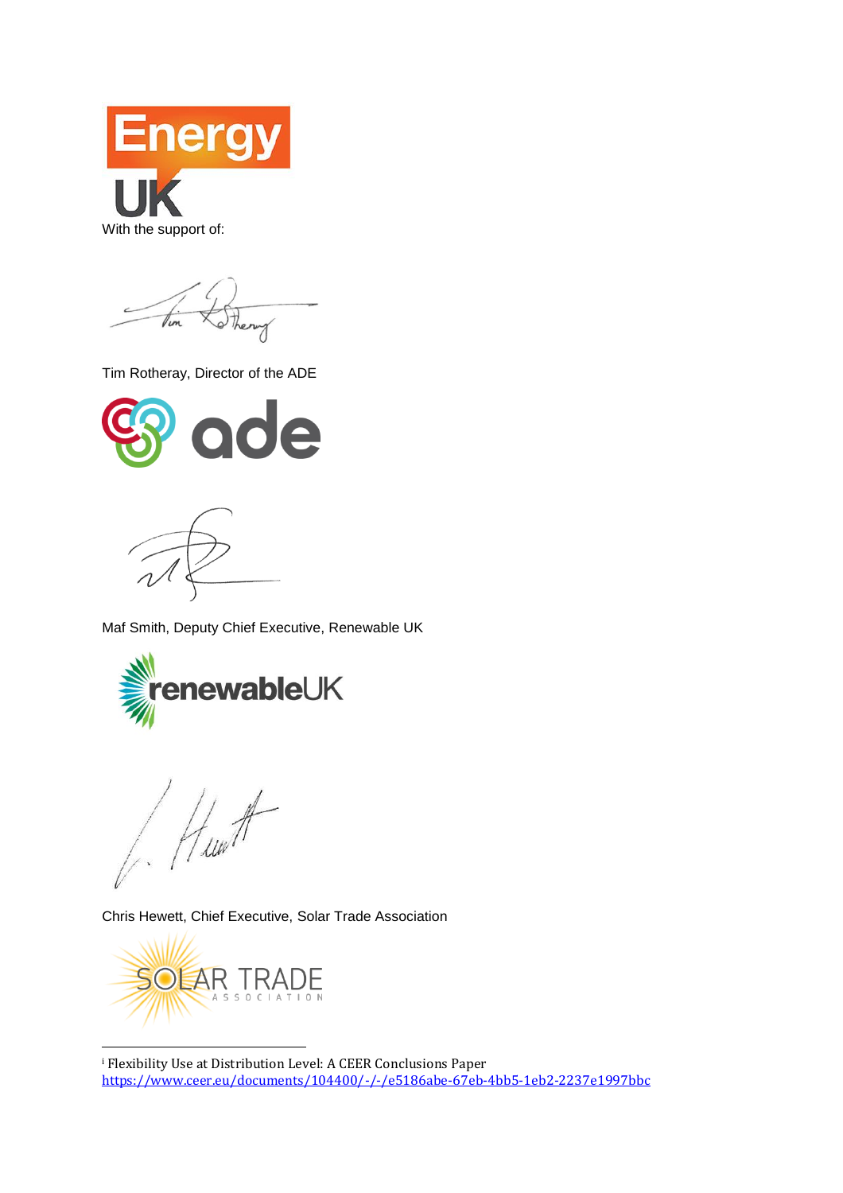With the support of:

Tim Rotheray, Director of the ADE

Maf Smith, Deputy Chief Executive, Renewable UK

Chris Hewett, Chief Executive, Solar Trade Association

[i] Flexibility Use at Distribution Level: A CEER Conclusions Paper https://www.ceer.eu/documents/104400/-/-/e5186abe-67eb-4bb5-1eb2-2237e1997bbc